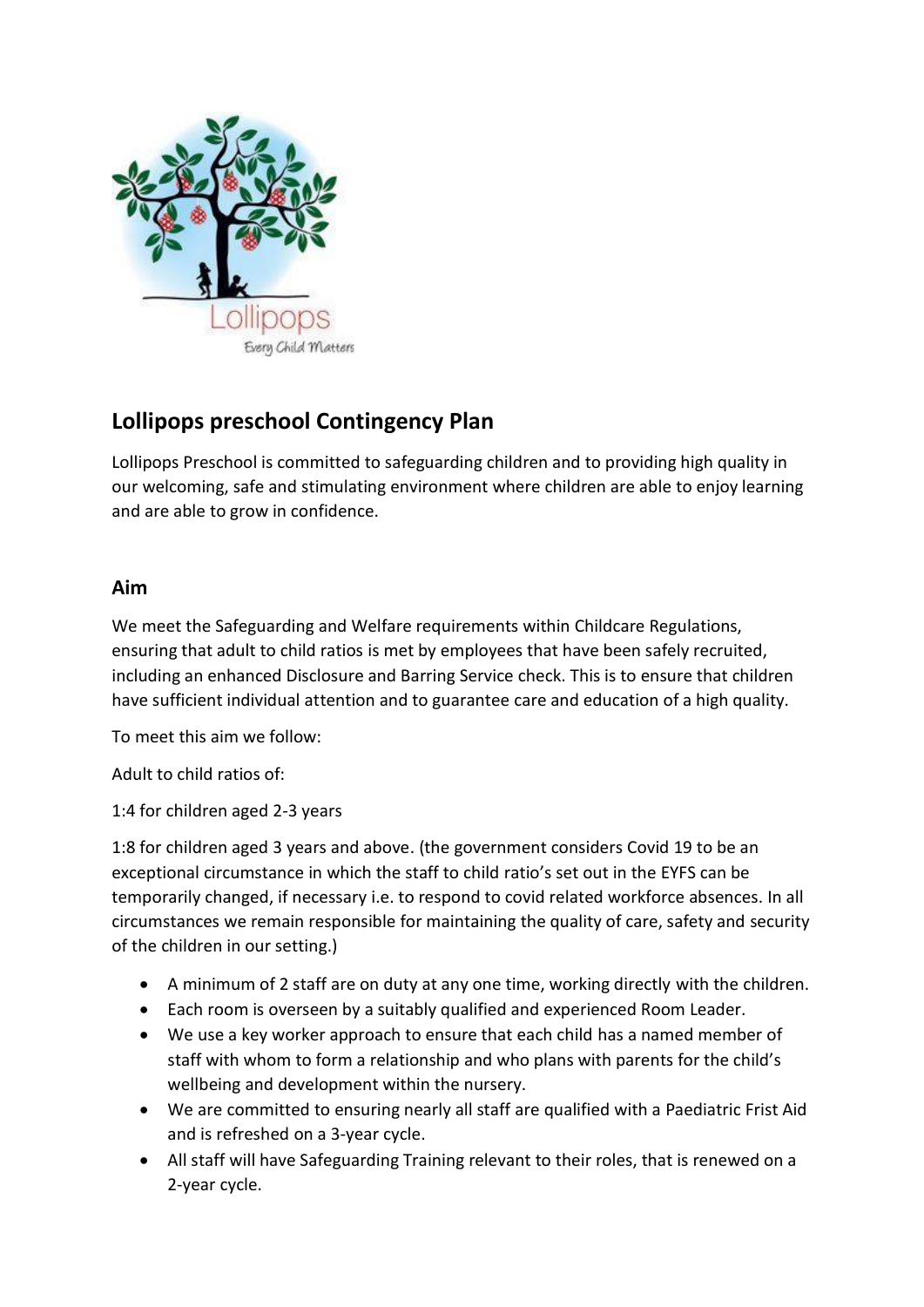# Lollipops preschool Contingency Plan

Lollipops Preschool is committed to safeguarding children and to providing high quality in our welcoming, safe and stimulating environment where children are able to enjoy learning and are able to grow in confidence.

## Aim

We meet the Safeguarding and Welfare requirements within Childcare Regulations, ensuring that adult to child ratios is met by employees that have been safely recruited, including an enhanced Disclosure and Barring Service check. This is to ensure that children have sufficient individual attention and to guarantee care and education of a high quality.

To meet this aim we follow:

Adult to child ratios of:

1:4 for children aged 2-3 years

1:8 for children aged 3 years and above. (the government considers Covid 19 to be an exceptional circumstance in which the staff to child ratio's set out in the EYFS can be temporarily changed, if necessary i.e. to respond to covid related workforce absences. In all circumstances we remain responsible for maintaining the quality of care, safety and security of the children in our setting.)

- A minimum of 2 staff are on duty at any one time, working directly with the children.
- Each room is overseen by a suitably qualified and experienced Room Leader.
- We use a key worker approach to ensure that each child has a named member of staff with whom to form a relationship and who plans with parents for the child's wellbeing and development within the nursery.
- We are committed to ensuring nearly all staff are qualified with a Paediatric Frist Aid and is refreshed on a 3-year cycle.
- All staff will have Safeguarding Training relevant to their roles, that is renewed on a 2-year cycle.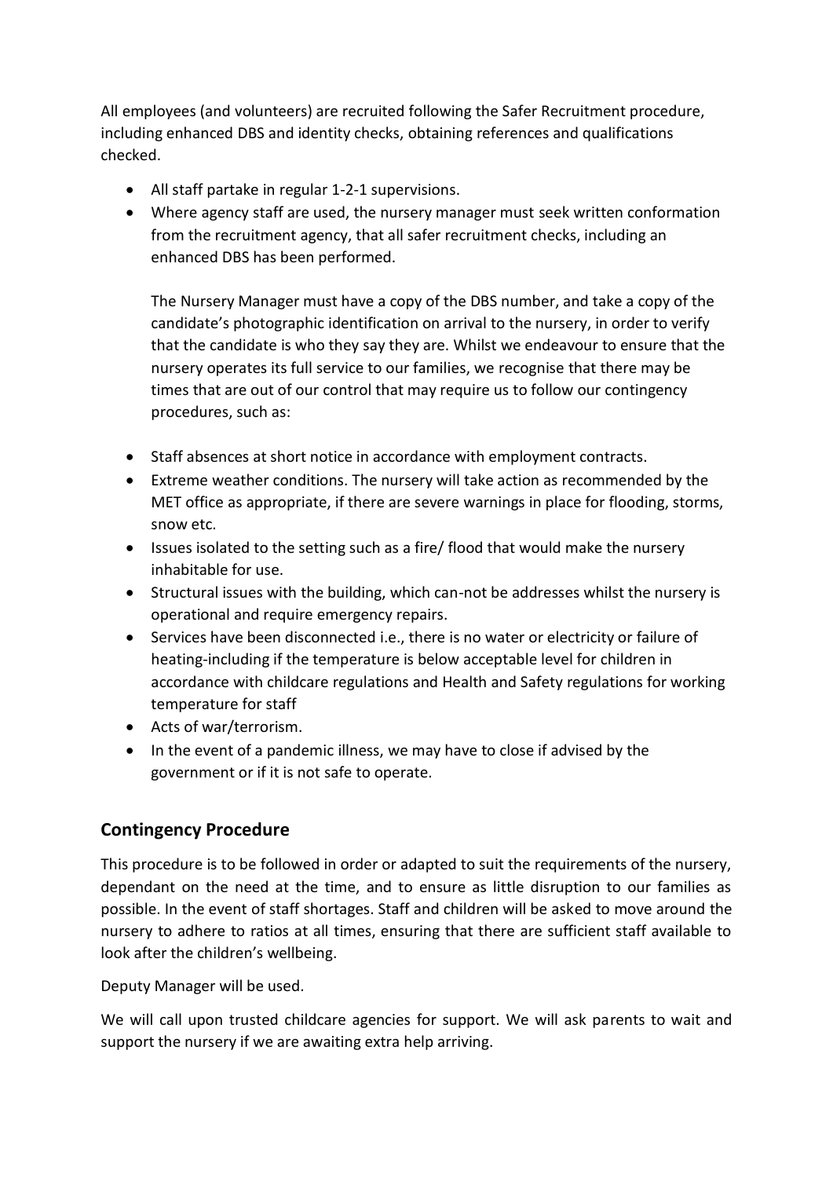All employees (and volunteers) are recruited following the Safer Recruitment procedure, including enhanced DBS and identity checks, obtaining references and qualifications checked.

- All staff partake in regular 1-2-1 supervisions.
- Where agency staff are used, the nursery manager must seek written conformation from the recruitment agency, that all safer recruitment checks, including an enhanced DBS has been performed.

  The Nursery Manager must have a copy of the DBS number, and take a copy of the candidate's photographic identification on arrival to the nursery, in order to verify that the candidate is who they say they are. Whilst we endeavour to ensure that the nursery operates its full service to our families, we recognise that there may be times that are out of our control that may require us to follow our contingency procedures, such as:

- Staff absences at short notice in accordance with employment contracts.
- Extreme weather conditions. The nursery will take action as recommended by the MET office as appropriate, if there are severe warnings in place for flooding, storms, snow etc.
- Issues isolated to the setting such as a fire/ flood that would make the nursery inhabitable for use.
- Structural issues with the building, which can-not be addresses whilst the nursery is operational and require emergency repairs.
- Services have been disconnected i.e., there is no water or electricity or failure of heating-including if the temperature is below acceptable level for children in accordance with childcare regulations and Health and Safety regulations for working temperature for staff
- Acts of war/terrorism.
- In the event of a pandemic illness, we may have to close if advised by the government or if it is not safe to operate.

## Contingency Procedure

This procedure is to be followed in order or adapted to suit the requirements of the nursery, dependant on the need at the time, and to ensure as little disruption to our families as possible. In the event of staff shortages. Staff and children will be asked to move around the nursery to adhere to ratios at all times, ensuring that there are sufficient staff available to look after the children's wellbeing.

Deputy Manager will be used.

We will call upon trusted childcare agencies for support. We will ask parents to wait and support the nursery if we are awaiting extra help arriving.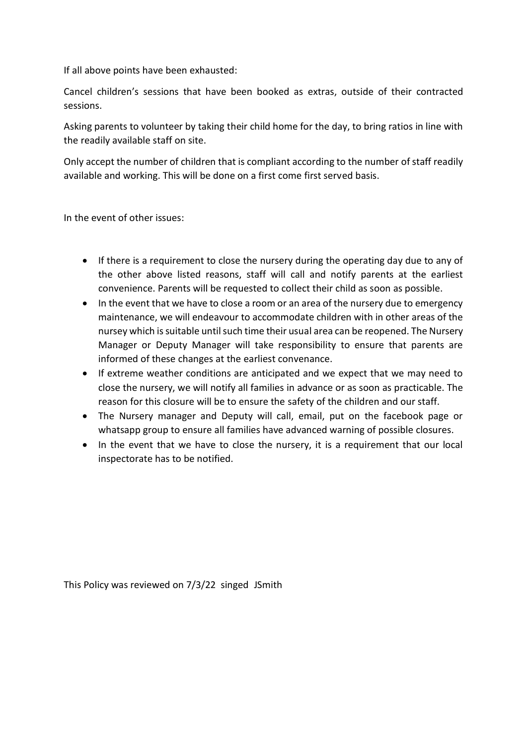If all above points have been exhausted:

Cancel children's sessions that have been booked as extras, outside of their contracted sessions.

Asking parents to volunteer by taking their child home for the day, to bring ratios in line with the readily available staff on site.

Only accept the number of children that is compliant according to the number of staff readily available and working. This will be done on a first come first served basis.

In the event of other issues:

- If there is a requirement to close the nursery during the operating day due to any of the other above listed reasons, staff will call and notify parents at the earliest convenience. Parents will be requested to collect their child as soon as possible.
- In the event that we have to close a room or an area of the nursery due to emergency maintenance, we will endeavour to accommodate children with in other areas of the nursey which is suitable until such time their usual area can be reopened. The Nursery Manager or Deputy Manager will take responsibility to ensure that parents are informed of these changes at the earliest convenance.
- If extreme weather conditions are anticipated and we expect that we may need to close the nursery, we will notify all families in advance or as soon as practicable. The reason for this closure will be to ensure the safety of the children and our staff.
- The Nursery manager and Deputy will call, email, put on the facebook page or whatsapp group to ensure all families have advanced warning of possible closures.
- In the event that we have to close the nursery, it is a requirement that our local inspectorate has to be notified.

This Policy was reviewed on 7/3/22 singed JSmith